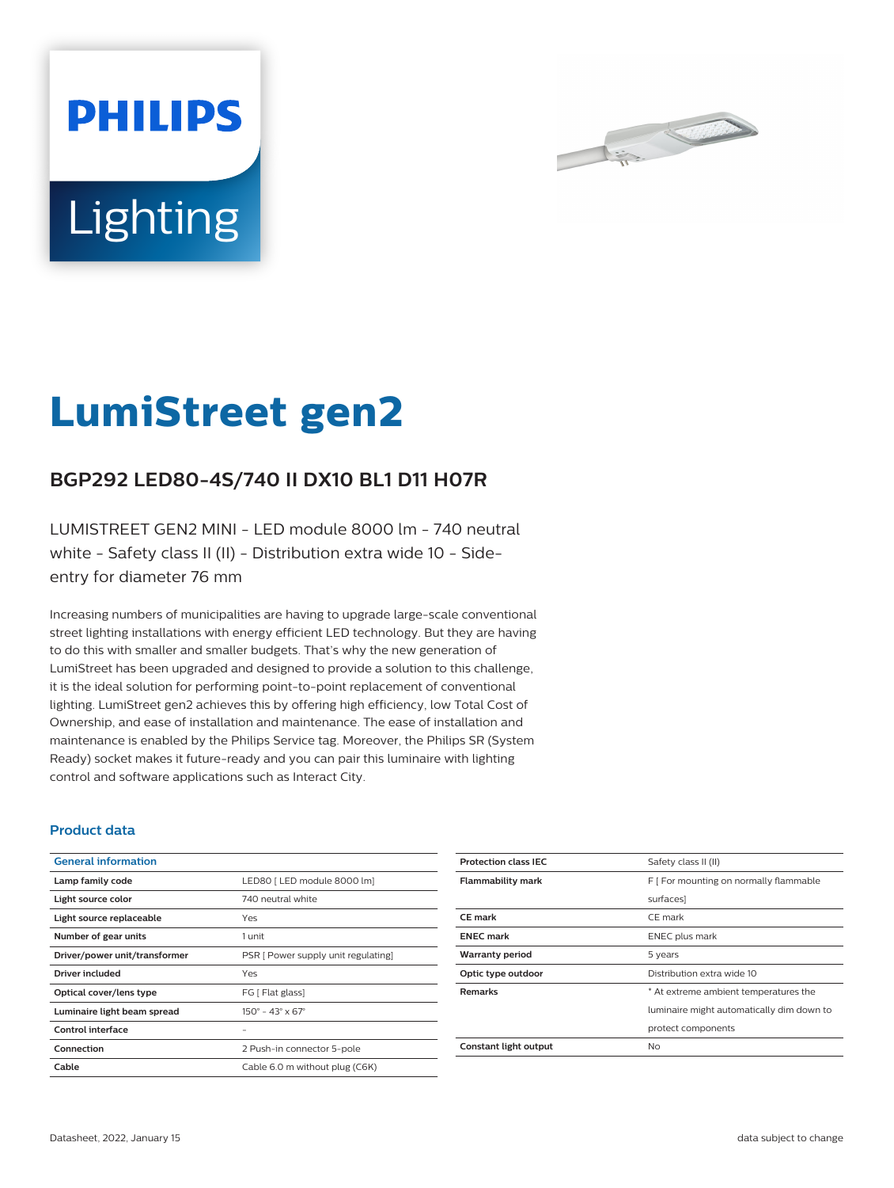PHILIPS

Lighting

# LumiStreet gen2

## BGP292 LED80-4S/740 II DX10 BL1 D11 H07R

LUMISTREET GEN2 MINI - LED module 8000 lm - 740 neutral white - Safety class II (II) - Distribution extra wide 10 - Side-entry for diameter 76 mm

Increasing numbers of municipalities are having to upgrade large-scale conventional street lighting installations with energy efficient LED technology. But they are having to do this with smaller and smaller budgets. That's why the new generation of LumiStreet has been upgraded and designed to provide a solution to this challenge, it is the ideal solution for performing point-to-point replacement of conventional lighting. LumiStreet gen2 achieves this by offering high efficiency, low Total Cost of Ownership, and ease of installation and maintenance. The ease of installation and maintenance is enabled by the Philips Service tag. Moreover, the Philips SR (System Ready) socket makes it future-ready and you can pair this luminaire with lighting control and software applications such as Interact City.

### Product data

| General information | |
|---|---|
| Lamp family code | LED80 [ LED module 8000 lm] |
| Light source color | 740 neutral white |
| Light source replaceable | Yes |
| Number of gear units | 1 unit |
| Driver/power unit/transformer | PSR [ Power supply unit regulating] |
| Driver included | Yes |
| Optical cover/lens type | FG [ Flat glass] |
| Luminaire light beam spread | 150° - 43° x 67° |
| Control interface | - |
| Connection | 2 Push-in connector 5-pole |
| Cable | Cable 6.0 m without plug (C6K) |
| Protection class IEC | Safety class II (II) |
| Flammability mark | F [ For mounting on normally flammable surfaces] |
| CE mark | CE mark |
| ENEC mark | ENEC plus mark |
| Warranty period | 5 years |
| Optic type outdoor | Distribution extra wide 10 |
| Remarks | * At extreme ambient temperatures the luminaire might automatically dim down to protect components |
| Constant light output | No |

Datasheet, 2022, January 15

data subject to change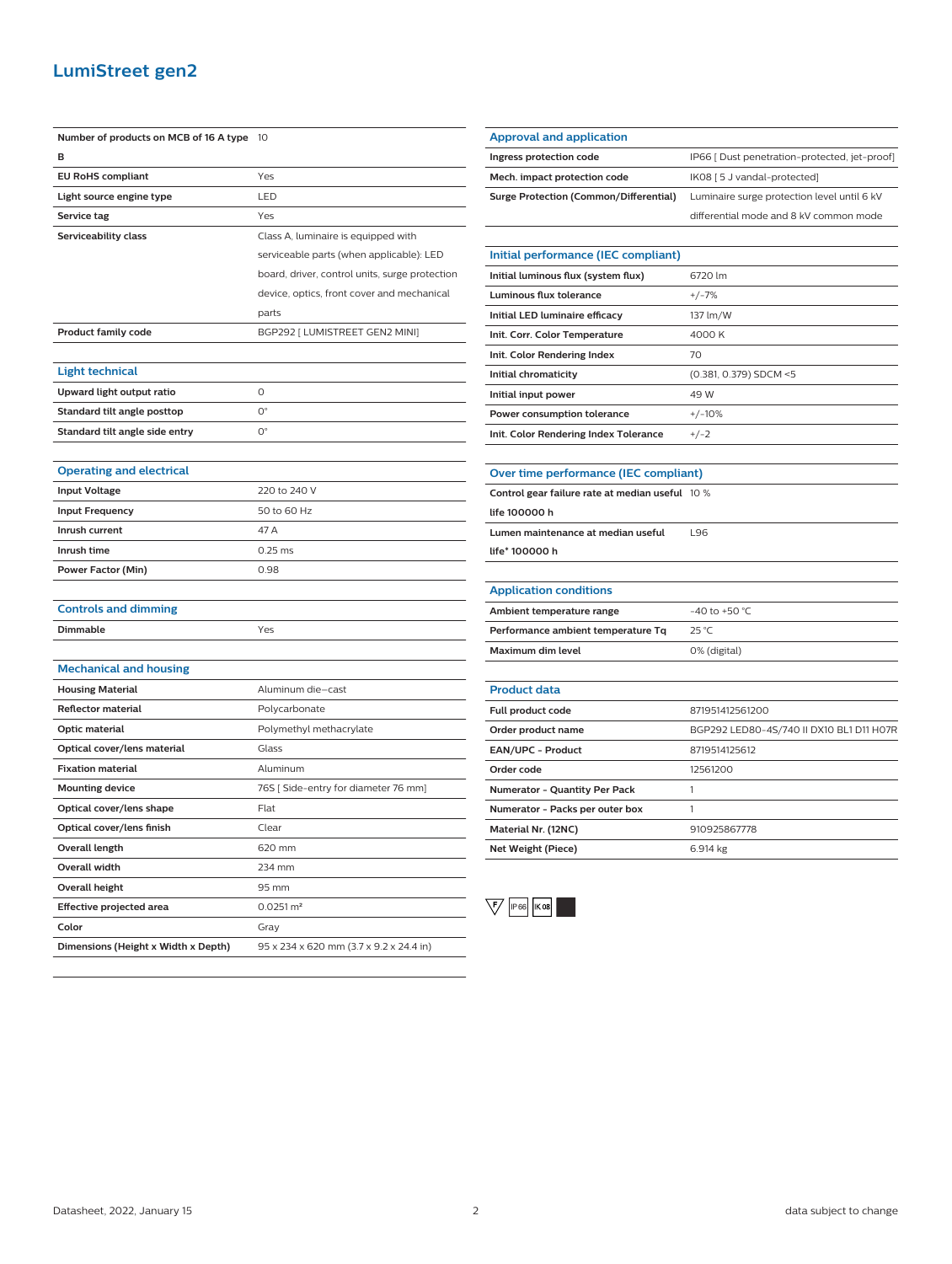# LumiStreet gen2

| | |
|---|---|
| **Number of products on MCB of 16 A type B** | 10 |
| **EU RoHS compliant** | Yes |
| **Light source engine type** | LED |
| **Service tag** | Yes |
| **Serviceability class** | Class A, luminaire is equipped with serviceable parts (when applicable): LED board, driver, control units, surge protection device, optics, front cover and mechanical parts |
| **Product family code** | BGP292 [ LUMISTREET GEN2 MINI] |

## Light technical

| | |
|---|---|
| **Upward light output ratio** | 0 |
| **Standard tilt angle posttop** | 0° |
| **Standard tilt angle side entry** | 0° |

## Operating and electrical

| | |
|---|---|
| **Input Voltage** | 220 to 240 V |
| **Input Frequency** | 50 to 60 Hz |
| **Inrush current** | 47 A |
| **Inrush time** | 0.25 ms |
| **Power Factor (Min)** | 0.98 |

## Controls and dimming

| | |
|---|---|
| **Dimmable** | Yes |

## Mechanical and housing

| | |
|---|---|
| **Housing Material** | Aluminum die-cast |
| **Reflector material** | Polycarbonate |
| **Optic material** | Polymethyl methacrylate |
| **Optical cover/lens material** | Glass |
| **Fixation material** | Aluminum |
| **Mounting device** | 76S [ Side-entry for diameter 76 mm] |
| **Optical cover/lens shape** | Flat |
| **Optical cover/lens finish** | Clear |
| **Overall length** | 620 mm |
| **Overall width** | 234 mm |
| **Overall height** | 95 mm |
| **Effective projected area** | 0.0251 m² |
| **Color** | Gray |
| **Dimensions (Height x Width x Depth)** | 95 x 234 x 620 mm (3.7 x 9.2 x 24.4 in) |

## Approval and application

| | |
|---|---|
| **Ingress protection code** | IP66 [ Dust penetration-protected, jet-proof] |
| **Mech. impact protection code** | IK08 [ 5 J vandal-protected] |
| **Surge Protection (Common/Differential)** | Luminaire surge protection level until 6 kV differential mode and 8 kV common mode |

## Initial performance (IEC compliant)

| | |
|---|---|
| **Initial luminous flux (system flux)** | 6720 lm |
| **Luminous flux tolerance** | +/-7% |
| **Initial LED luminaire efficacy** | 137 lm/W |
| **Init. Corr. Color Temperature** | 4000 K |
| **Init. Color Rendering Index** | 70 |
| **Initial chromaticity** | (0.381, 0.379) SDCM <5 |
| **Initial input power** | 49 W |
| **Power consumption tolerance** | +/-10% |
| **Init. Color Rendering Index Tolerance** | +/-2 |

## Over time performance (IEC compliant)

| | |
|---|---|
| **Control gear failure rate at median useful life 100000 h** | 10 % |
| **Lumen maintenance at median useful life* 100000 h** | L96 |

## Application conditions

| | |
|---|---|
| **Ambient temperature range** | -40 to +50 °C |
| **Performance ambient temperature Tq** | 25 °C |
| **Maximum dim level** | 0% (digital) |

## Product data

| | |
|---|---|
| **Full product code** | 871951412561200 |
| **Order product name** | BGP292 LED80-4S/740 II DX10 BL1 D11 H07R |
| **EAN/UPC - Product** | 8719514125612 |
| **Order code** | 12561200 |
| **Numerator - Quantity Per Pack** | 1 |
| **Numerator - Packs per outer box** | 1 |
| **Material Nr. (12NC)** | 910925867778 |
| **Net Weight (Piece)** | 6.914 kg |

F IP66 IK08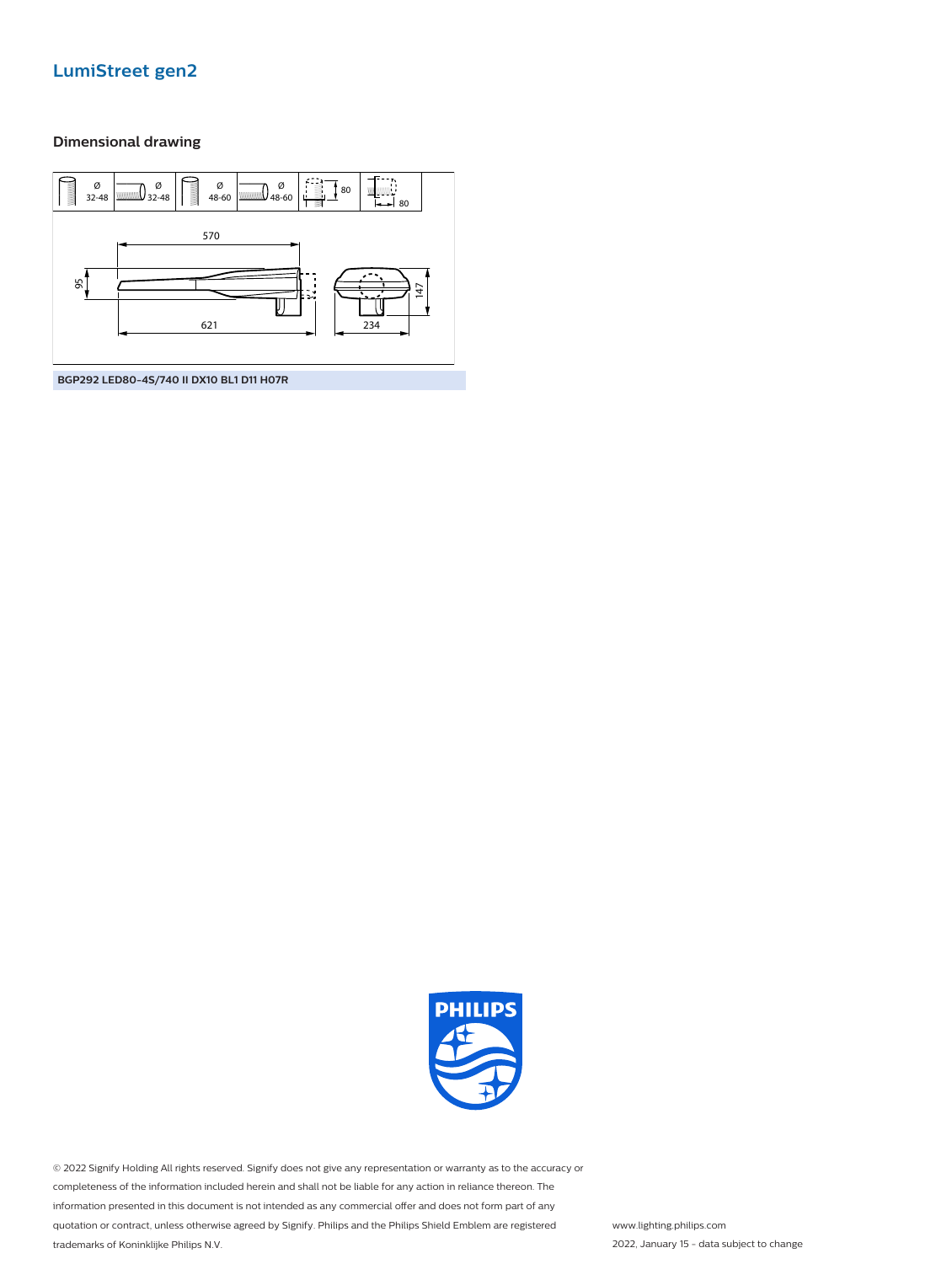## LumiStreet gen2

### Dimensional drawing

Ø 32-48
Ø 32-48
Ø 48-60
Ø 48-60
80
80

570
95
621
234
147

BGP292 LED80-4S/740 II DX10 BL1 D11 H07R

© 2022 Signify Holding All rights reserved. Signify does not give any representation or warranty as to the accuracy or completeness of the information included herein and shall not be liable for any action in reliance thereon. The information presented in this document is not intended as any commercial offer and does not form part of any quotation or contract, unless otherwise agreed by Signify. Philips and the Philips Shield Emblem are registered trademarks of Koninklijke Philips N.V.

www.lighting.philips.com

2022, January 15 - data subject to change